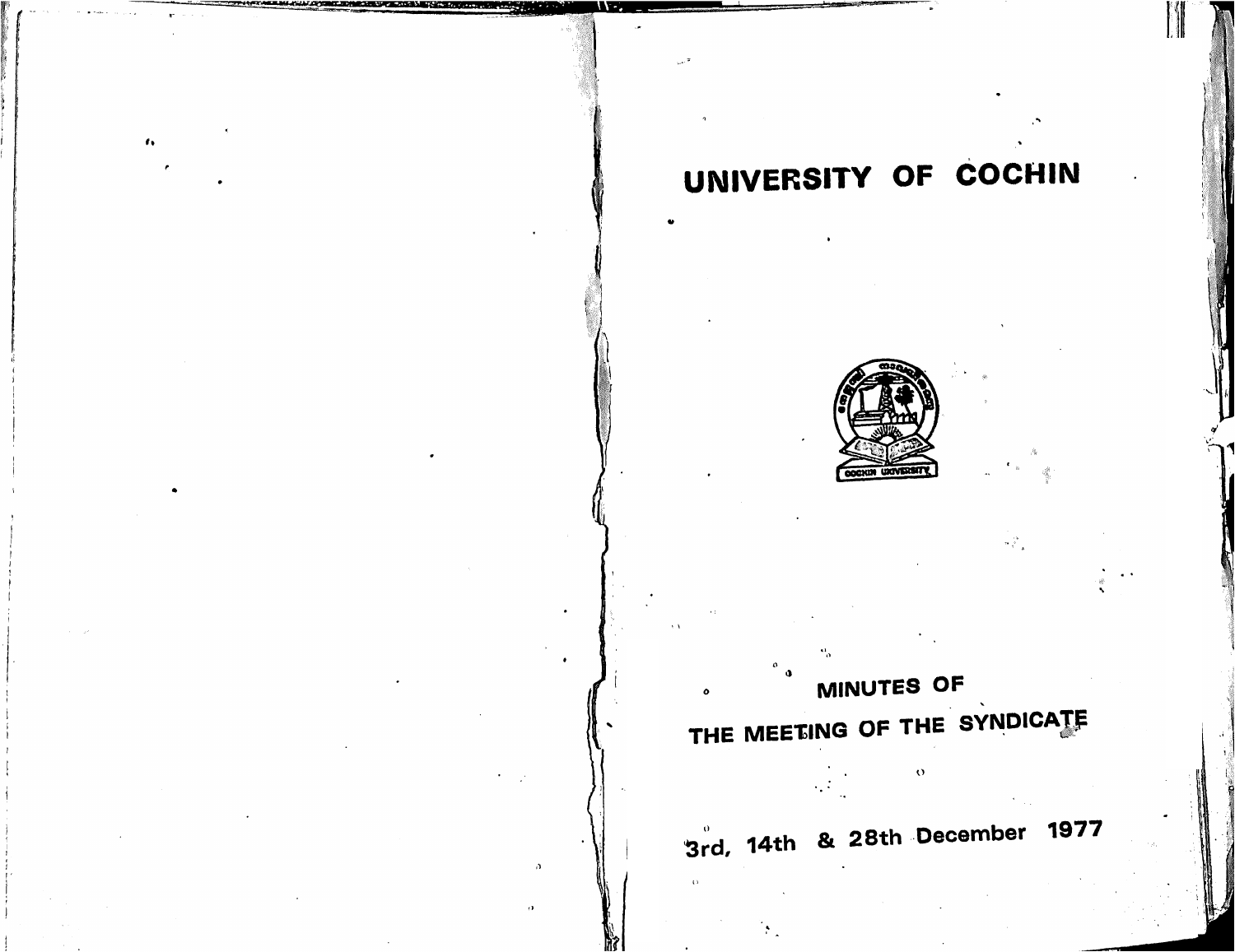# UNIVERSITY OF COCHIN

## MINUTES OF
## THE MEETING OF THE SYNDICATE

3rd, 14th & 28th December 1977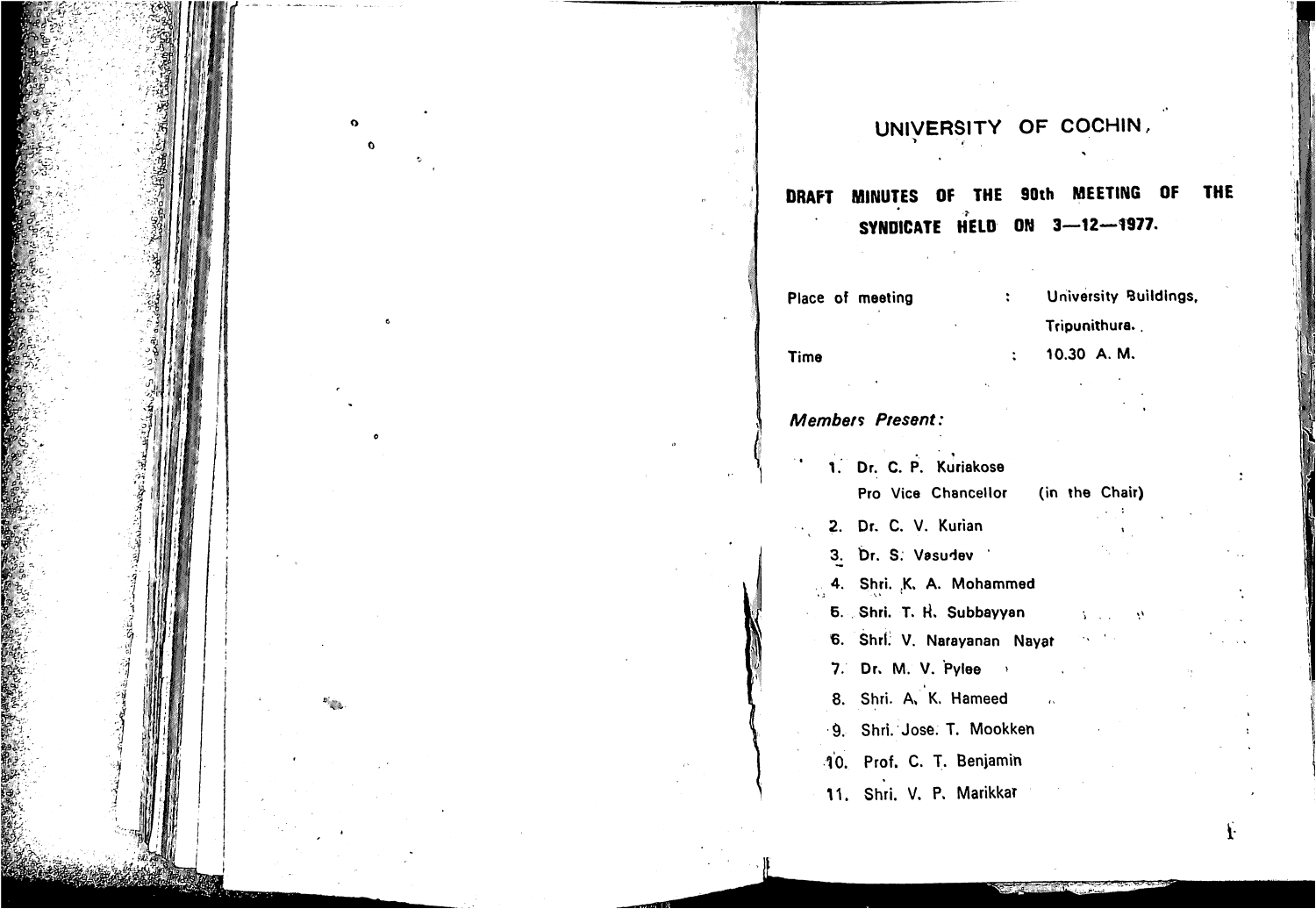# UNIVERSITY OF COCHIN

## DRAFT MINUTES OF THE 90th MEETING OF THE SYNDICATE HELD ON 3—12—1977.

| | | |
|---|---|---|
| Place of meeting | : | University Buildings, Tripunithura. |
| Time | : | 10.30 A. M. |

*Members Present:*

1. Dr. C. P. Kuriakose  
   Pro Vice Chancellor (in the Chair)
2. Dr. C. V. Kurian
3. Dr. S. Vasudev
4. Shri. K. A. Mohammed
5. Shri. T. H. Subbayyan
6. Shri. V. Narayanan Nayar
7. Dr. M. V. Pylee
8. Shri. A. K. Hameed
9. Shri. Jose. T. Mookken
10. Prof. C. T. Benjamin
11. Shri. V. P. Marikkar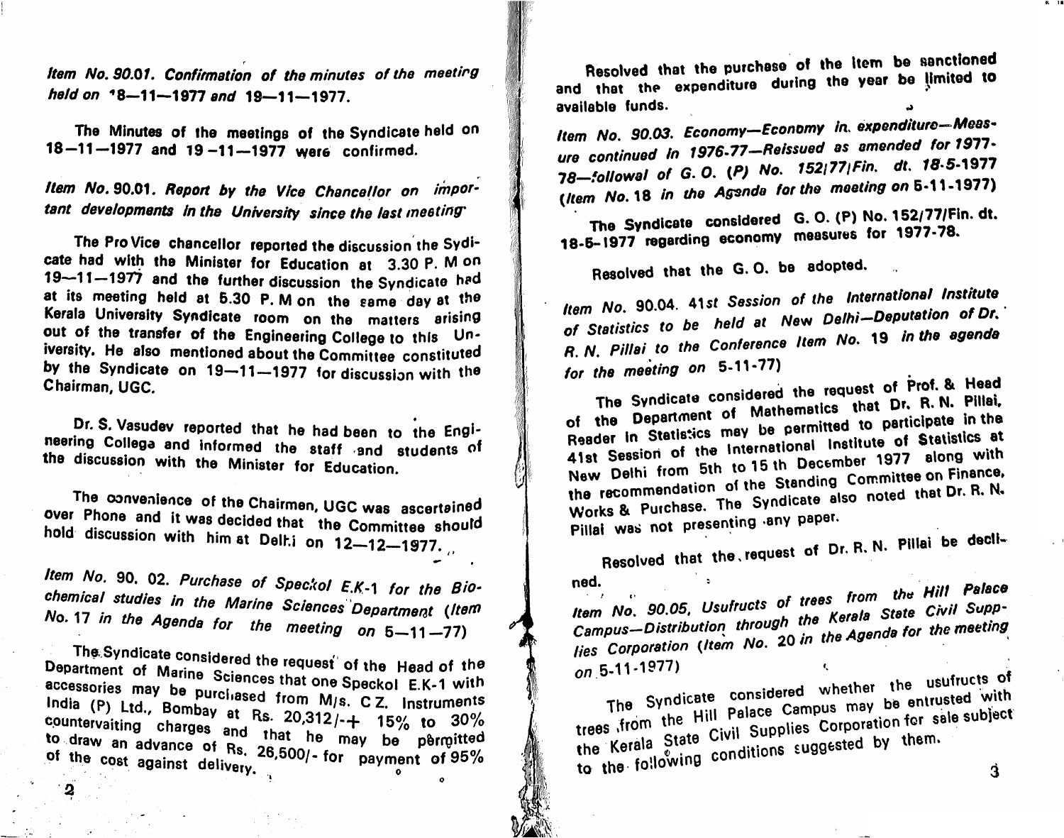*Item No. 90.01. Confirmation of the minutes of the meeting held on 18—11—1977 and 19—11—1977.*

The Minutes of the meetings of the Syndicate held on 18—11—1977 and 19—11—1977 were confirmed.

*Item No. 90.01. Report by the Vice Chancellor on important developments in the University since the last meeting*

The Pro Vice chancellor reported the discussion the Sydicate had with the Minister for Education at 3.30 P. M on 19—11—1977 and the further discussion the Syndicate had at its meeting held at 5.30 P. M on the same day at the Kerala University Syndicate room on the matters arising out of the transfer of the Engineering College to this University. He also mentioned about the Committee constituted by the Syndicate on 19—11—1977 for discussion with the Chairman, UGC.

Dr. S. Vasudev reported that he had been to the Engineering College and informed the staff and students of the discussion with the Minister for Education.

The convenience of the Chairmen, UGC was ascertained over Phone and it was decided that the Committee should hold discussion with him at Delhi on 12—12—1977.

*Item No. 90. 02. Purchase of Speckol E.K-1 for the Biochemical studies in the Marine Sciences Department (Item No. 17 in the Agenda for the meeting on 5—11—77)*

The Syndicate considered the request of the Head of the Department of Marine Sciences that one Speckol E.K-1 with accessories may be purchased from M/s. C Z. Instruments India (P) Ltd., Bombay at Rs. 20,312/-+ 15% to 30% countervaiting charges and that he may be permitted to draw an advance of Rs. 26,500/- for payment of 95% of the cost against delivery.

Resolved that the purchase of the item be sanctioned and that the expenditure during the year be limited to available funds.

*Item No. 90.03. Economy—Economy in expenditure—Measure continued in 1976-77—Reissued as amended for 1977-78—follow of G. O. (P) No. 152/77/Fin. dt. 18-5-1977 (Item No. 18 in the Agenda for the meeting on 5-11-1977)*

The Syndicate considered G. O. (P) No. 152/77/Fin. dt. 18-5-1977 regarding economy measures for 1977-78.

Resolved that the G. O. be adopted.

*Item No. 90.04. 41st Session of the International Institute of Statistics to be held at New Delhi—Deputation of Dr. R. N. Pillai to the Conference Item No. 19 in the agenda for the meeting on 5-11-77)*

The Syndicate considered the request of Prof. & Head of the Department of Mathematics that Dr. R. N. Pillai, Reader in Statistics may be permitted to participate in the 41st Session of the International Institute of Statistics at New Delhi from 5th to 15 th December 1977 along with the recommendation of the Standing Committee on Finance, Works & Purchase. The Syndicate also noted that Dr. R. N. Pillai was not presenting any paper.

Resolved that the request of Dr. R. N. Pillai be declined.

*Item No. 90.05. Usufructs of trees from the Hill Palace Campus—Distribution through the Kerala State Civil Supplies Corporation (Item No. 20 in the Agenda for the meeting on 5-11-1977)*

The Syndicate considered whether the usufructs of trees from the Hill Palace Campus may be entrusted with the Kerala State Civil Supplies Corporation for sale subject to the following conditions suggested by them.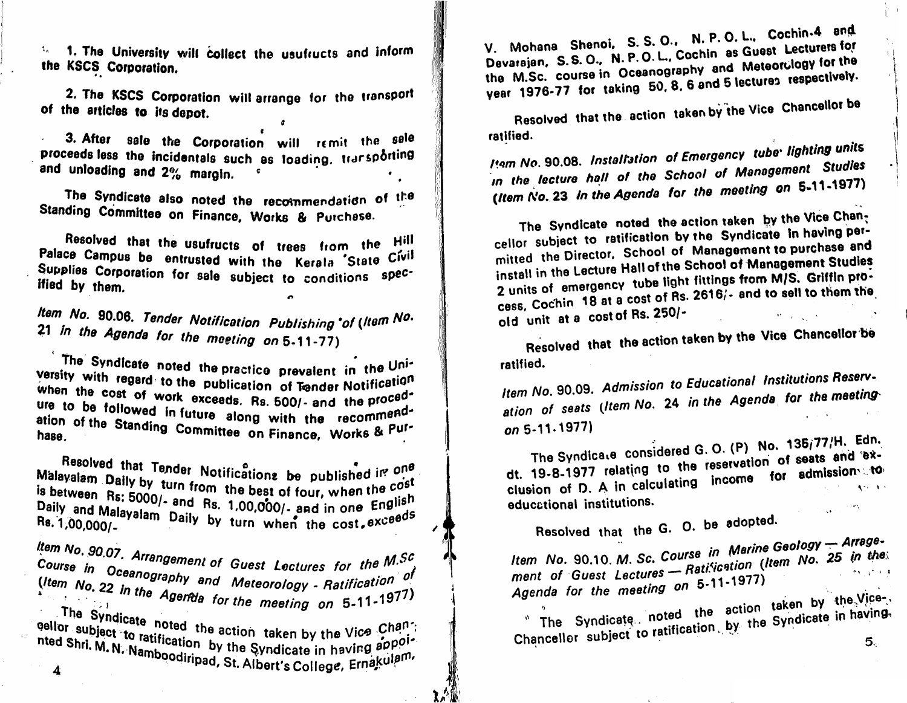1. The University will collect the usufructs and inform the KSCS Corporation.

2. The KSCS Corporation will arrange for the transport of the articles to its depot.

3. After sale the Corporation will remit the sale proceeds less the incidentals such as loading, transporting and unloading and 2% margin.

The Syndicate also noted the recommendation of the Standing Committee on Finance, Works & Purchase.

Resolved that the usufructs of trees from the Hill Palace Campus be entrusted with the Kerala State Civil Supplies Corporation for sale subject to conditions specified by them.

*Item No. 90.06. Tender Notification Publishing of (Item No. 21 in the Agenda for the meeting on* 5-11-77)

The Syndicate noted the practice prevalent in the University with regard to the publication of Tender Notification when the cost of work exceeds. Rs. 500/- and the procedure to be followed in future along with the recommendation of the Standing Committee on Finance, Works & Purhase.

Resolved that Tender Notifications be published in one Malayalam Daily by turn from the best of four, when the cost is between Rs: 5000/- and Rs. 1,00,000/- and in one English Daily and Malayalam Daily by turn when the cost exceeds Rs. 1,00,000/-

*Item No. 90.07. Arrangement of Guest Lectures for the M.Sc Course in Oceanography and Meteorology - Ratification of (Item No. 22 in the Agenda for the meeting on* 5-11-1977)

The Syndicate noted the action taken by the Vice Chancellor subject to ratification by the Syndicate in having appointed Shri. M. N. Namboodiripad, St. Albert's College, Ernakulam, V. Mohana Shenoi, S. S. O., N. P. O. L., Cochin-4 and Devarajan, S. S. O., N. P. O. L., Cochin as Guest Lecturers for the M.Sc. course in Oceanography and Meteorology for the year 1976-77 for taking 50, 8, 6 and 5 lectures respectively.

Resolved that the action taken by the Vice Chancellor be ratified.

*Item No. 90.08. Installation of Emergency tube lighting units in the lecture hall of the School of Management Studies (Item No. 23 in the Agenda for the meeting on 5-11-1977)*

The Syndicate noted the action taken by the Vice Chancellor subject to ratification by the Syndicate in having permitted the Director, School of Management to purchase and install in the Lecture Hall of the School of Management Studies 2 units of emergency tube light fittings from M/S. Griffin process, Cochin 18 at a cost of Rs. 2616/- and to sell to them the old unit at a cost of Rs. 250/-

Resolved that the action taken by the Vice Chancellor be ratified.

*Item No. 90.09. Admission to Educational Institutions Reservation of seats (Item No. 24 in the Agenda for the meeting on* 5-11-1977)

The Syndicate considered G. O. (P) No. 135/77/H. Edn. dt. 19-8-1977 relating to the reservation of seats and exclusion of D. A in calculating income for admission to educational institutions.

Resolved that the G. O. be adopted.

*Item No. 90.10. M. Sc. Course in Marine Geology — Arragement of Guest Lectures — Ratification (Item No. 25 in the Agenda for the meeting on 5-11-1977)*

The Syndicate noted the action taken by the Vice-Chancellor subject to ratification by the Syndicate in having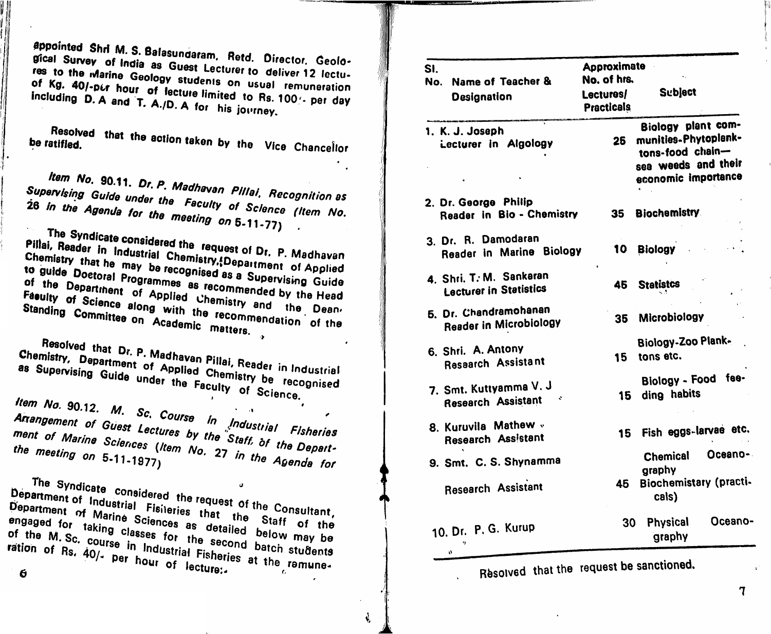appointed Shri M. S. Balasundaram, Retd. Director, Geological Survey of India as Guest Lecturer to deliver 12 lectures to the Marine Geology students on usual remuneration of Rs. 40/-per hour of lecture limited to Rs. 100/- per day including D. A and T. A./D. A for his journey.

Resolved that the action taken by the Vice Chancellor be ratified.

*Item No. 90.11. Dr. P. Madhavan Pillai, Recognition as Supervising Guide under the Faculty of Science (Item No. 26 in the Agenda for the meeting on 5-11-77)*

The Syndicate considered the request of Dr. P. Madhavan Pillai, Reader in Industrial Chemistry, Department of Applied Chemistry that he may be recognised as a Supervising Guide to guide Doctoral Programmes as recommended by the Head of the Department of Applied Chemistry and the Dean, Faculty of Science along with the recommendation of the Standing Committee on Academic matters.

Resolved that Dr. P. Madhavan Pillai, Reader in Industrial Chemistry, Department of Applied Chemistry be recognised as Supervising Guide under the Faculty of Science.

*Item No. 90.12. M. Sc. Course in Industrial Fisheries Arrangement of Guest Lectures by the Staff of the Department of Marine Sciences (Item No. 27 in the Agenda for the meeting on 5-11-1977)*

The Syndicate considered the request of the Consultant, Department of Industrial Fisheries that the Staff of the Department of Marine Sciences as detailed below may be engaged for taking classes for the second batch students of the M. Sc. course in Industrial Fisheries at the remuneration of Rs. 40/- per hour of lecture:-

| Sl. No. | Name of Teacher & Designation | Approximate No. of hrs. Lectures/ Practicals | Subject |
|---|---|---|---|
| 1. | K. J. Joseph<br>Lecturer in Algology | 25 | Biology plant communities-Phytoplanktons-food chain—sea weeds and their economic importance |
| 2. | Dr. George Philip<br>Reader in Bio - Chemistry | 35 | Biochemistry |
| 3. | Dr. R. Damodaran<br>Reader in Marine Biology | 10 | Biology |
| 4. | Shri. T. M. Sankaran<br>Lecturer in Statistics | 45 | Statistcs |
| 5. | Dr. Chandramohanan<br>Reader in Microbiology | 35 | Microbiology |
| 6. | Shri. A. Antony<br>Research Assistant | 15 | Biology-Zoo Planktons etc. |
| 7. | Smt. Kuttyamma V. J<br>Research Assistant | 15 | Biology - Food feeding habits |
| 8. | Kuruvila Mathew<br>Research Assistant | 15 | Fish eggs-larvae etc. |
| 9. | Smt. C. S. Shynamma<br>Research Assistant | 45 | Chemical Oceanography<br>Biochemistary (practicals) |
| 10. | Dr. P. G. Kurup | 30 | Physical Oceanography |

Resolved that the request be sanctioned.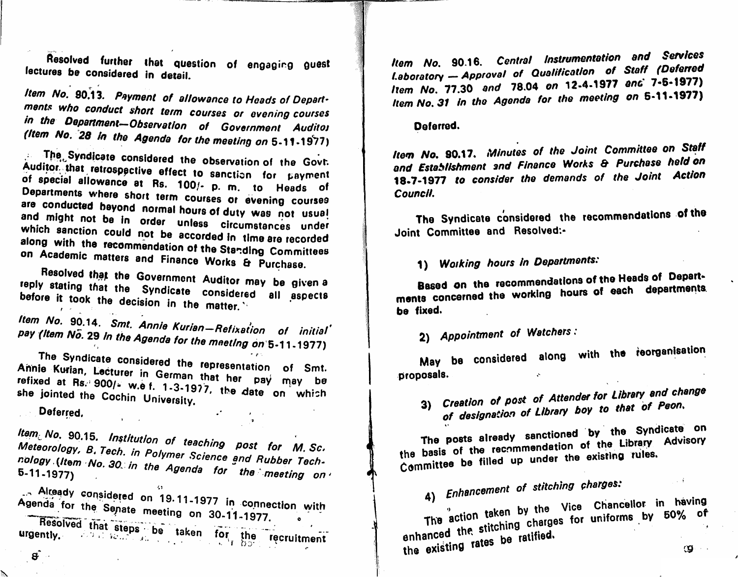Resolved further that question of engaging guest lectures be considered in detail.

*Item No. 90.13. Payment of allowance to Heads of Departments who conduct short term courses or evening courses in the Department—Observation of Government Auditor (Item No. 28 in the Agenda for the meeting on 5-11-1977)*

The Syndicate considered the observation of the Govt. Auditor that retrospective effect to sanction for payment of special allowance at Rs. 100/- p. m. to Heads of Departments where short term courses or evening courses are conducted beyond normal hours of duty was not usual and might not be in order unless circumstances under which sanction could not be accorded in time are recorded along with the recommendation of the Standing Committees on Academic matters and Finance Works & Purchase.

Resolved that the Government Auditor may be given a reply stating that the Syndicate considered all aspects before it took the decision in the matter.

*Item No. 90.14. Smt. Annie Kurian—Refixation of initial pay (Item No. 29 in the Agenda for the meeting on 5-11-1977)*

The Syndicate considered the representation of Smt. Annie Kurian, Lecturer in German that her pay may be refixed at Rs. 900/- w.e f. 1-3-1977, the date on which she jointed the Cochin University.

Deferred.

*Item No. 90.15. Institution of teaching post for M. Sc. Meteorology, B. Tech. in Polymer Science and Rubber Technology (Item No. 30 in the Agenda for the meeting on 5-11-1977)*

Already considered on 19.11-1977 in connection with Agenda for the Senate meeting on 30-11-1977.

Resolved that steps be taken for the recruitment urgently.

*Item No. 90.16. Central Instrumentation and Services Laboratory — Approval of Qualification of Staff (Deferred Item No. 77.30 and 78.04 on 12-4-1977 and 7-6-1977) Item No. 31 in the Agenda for the meeting on 5-11-1977)*

Deferred.

*Item No. 90.17. Minutes of the Joint Committee on Staff and Establishment and Finance Works & Purchase held on 18-7-1977 to consider the demands of the Joint Action Council.*

The Syndicate considered the recommendations of the Joint Committee and Resolved:-

1) *Working hours in Departments:*

Based on the recommendations of the Heads of Departments concerned the working hours of each departments be fixed.

2) *Appointment of Watchers:*

May be considered along with the reorganisation proposals.

3) *Creation of post of Attender for Library and change of designation of Library boy to that of Peon.*

The posts already sanctioned by the Syndicate on the basis of the recommendation of the Library Advisory Committee be filled up under the existing rules.

4) *Enhancement of stitching charges:*

The action taken by the Vice Chancellor in having enhanced the stitching charges for uniforms by 50% of the existing rates be ratified.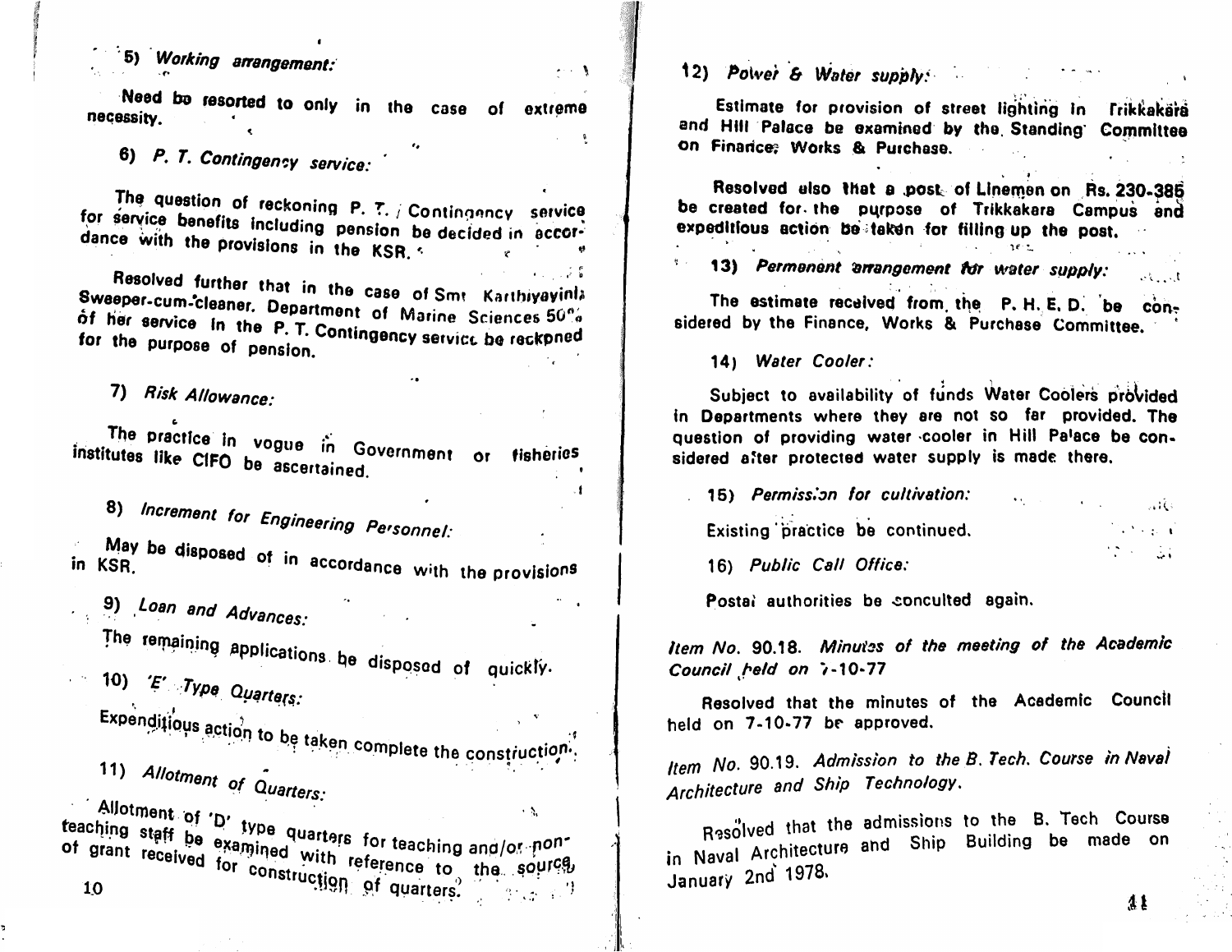*5) Working arrangement:*

Need be resorted to only in the case of extreme necessity.

*6) P. T. Contingency service:*

The question of reckoning P. T. / Contingency service for service benefits including pension be decided in accordance with the provisions in the KSR.

Resolved further that in the case of Smt Karthiyayini, Sweeper-cum-cleaner, Department of Marine Sciences 50% of her service in the P. T. Contingency service be reckoned for the purpose of pension.

*7) Risk Allowance:*

The practice in vogue in Government or fisheries institutes like CIFO be ascertained.

*8) Increment for Engineering Personnel:*

May be disposed of in accordance with the provisions in KSR.

*9) Loan and Advances:*

The remaining applications be disposed of quickly.

*10) 'E' Type Quarters:*

Expeditious action to be taken complete the construction.

*11) Allotment of Quarters:*

Allotment of 'D' type quarters for teaching and/or non-teaching staff be examined with reference to the source of grant received for construction of quarters.

*12) Power & Water supply:*

Estimate for provision of street lighting in Trikkakara and Hill Palace be examined by the Standing Committee on Finance, Works & Purchase.

Resolved also that a post of Linemen on Rs. 230-385 be created for the purpose of Trikkakara Campus and expeditious action be taken for filling up the post.

*13) Permanent arrangement for water supply:*

The estimate received from the P. H. E. D. be considered by the Finance, Works & Purchase Committee.

*14) Water Cooler:*

Subject to availability of funds Water Coolers provided in Departments where they are not so far provided. The question of providing water cooler in Hill Palace be considered after protected water supply is made there.

*15) Permission for cultivation:*

Existing practice be continued.

*16) Public Call Office:*

Postal authorities be conculted again.

*Item No. 90.18. Minutes of the meeting of the Academic Council held on 7-10-77*

Resolved that the minutes of the Academic Council held on 7-10-77 be approved.

*Item No. 90.19. Admission to the B. Tech. Course in Naval Architecture and Ship Technology.*

Resolved that the admissions to the B. Tech Course in Naval Architecture and Ship Building be made on January 2nd 1978.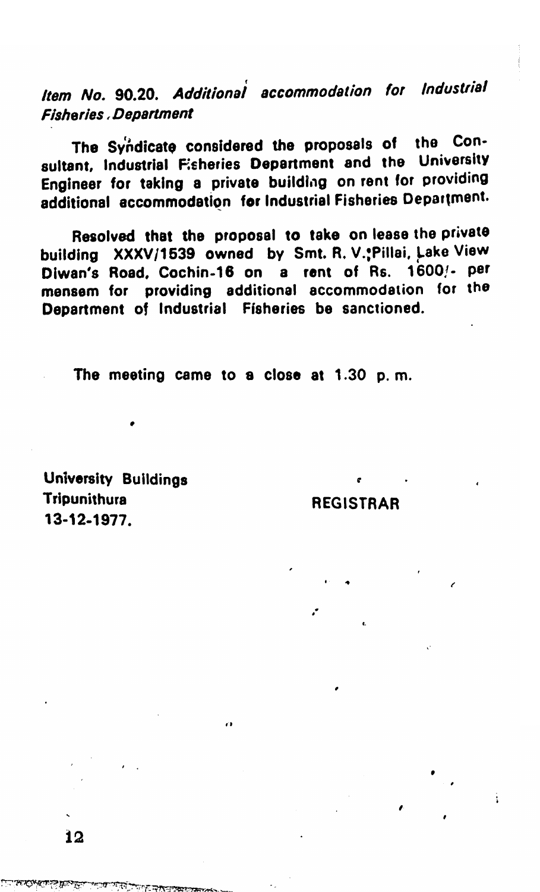*Item No. 90.20. Additional accommodation for Industrial Fisheries Department*

The Syndicate considered the proposals of the Consultant, Industrial Fisheries Department and the University Engineer for taking a private building on rent for providing additional accommodation for Industrial Fisheries Department.

Resolved that the proposal to take on lease the private building XXXV/1539 owned by Smt. R. V. Pillai, Lake View Diwan's Road, Cochin-16 on a rent of Rs. 1600/- per mensem for providing additional accommodation for the Department of Industrial Fisheries be sanctioned.

The meeting came to a close at 1.30 p. m.

University Buildings
Tripunithura
13-12-1977.

REGISTRAR